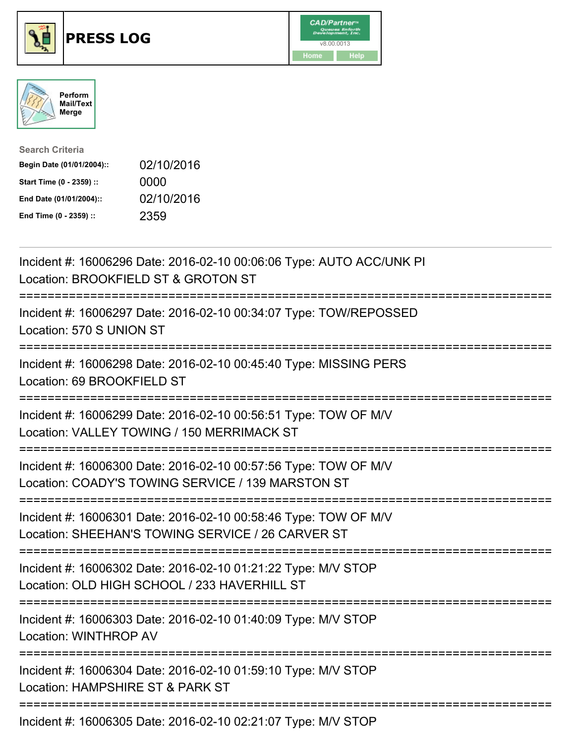# PRESS LOG

Perform Mail/Text Merge

**Search Criteria**

| | |
|---|---|
| **Begin Date (01/01/2004)::** | 02/10/2016 |
| **Start Time (0 - 2359) ::** | 0000 |
| **End Date (01/01/2004)::** | 02/10/2016 |
| **End Time (0 - 2359) ::** | 2359 |

---

Incident #: 16006296 Date: 2016-02-10 00:06:06 Type: AUTO ACC/UNK PI
Location: BROOKFIELD ST & GROTON ST

===========================================================================

Incident #: 16006297 Date: 2016-02-10 00:34:07 Type: TOW/REPOSSED
Location: 570 S UNION ST

===========================================================================

Incident #: 16006298 Date: 2016-02-10 00:45:40 Type: MISSING PERS
Location: 69 BROOKFIELD ST

===========================================================================

Incident #: 16006299 Date: 2016-02-10 00:56:51 Type: TOW OF M/V
Location: VALLEY TOWING / 150 MERRIMACK ST

===========================================================================

Incident #: 16006300 Date: 2016-02-10 00:57:56 Type: TOW OF M/V
Location: COADY'S TOWING SERVICE / 139 MARSTON ST

===========================================================================

Incident #: 16006301 Date: 2016-02-10 00:58:46 Type: TOW OF M/V
Location: SHEEHAN'S TOWING SERVICE / 26 CARVER ST

===========================================================================

Incident #: 16006302 Date: 2016-02-10 01:21:22 Type: M/V STOP
Location: OLD HIGH SCHOOL / 233 HAVERHILL ST

===========================================================================

Incident #: 16006303 Date: 2016-02-10 01:40:09 Type: M/V STOP
Location: WINTHROP AV

===========================================================================

Incident #: 16006304 Date: 2016-02-10 01:59:10 Type: M/V STOP
Location: HAMPSHIRE ST & PARK ST

===========================================================================

Incident #: 16006305 Date: 2016-02-10 02:21:07 Type: M/V STOP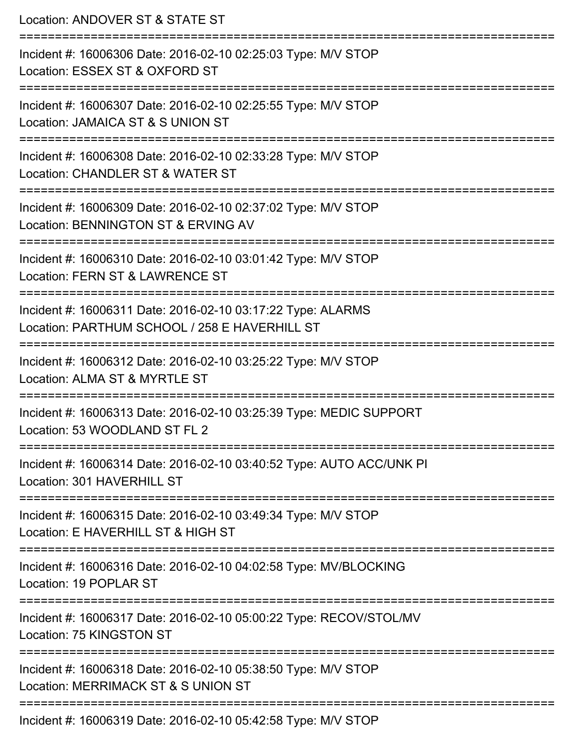Location: ANDOVER ST & STATE ST

===========================================================================

Incident #: 16006306 Date: 2016-02-10 02:25:03 Type: M/V STOP
Location: ESSEX ST & OXFORD ST

===========================================================================

Incident #: 16006307 Date: 2016-02-10 02:25:55 Type: M/V STOP
Location: JAMAICA ST & S UNION ST

===========================================================================

Incident #: 16006308 Date: 2016-02-10 02:33:28 Type: M/V STOP
Location: CHANDLER ST & WATER ST

===========================================================================

Incident #: 16006309 Date: 2016-02-10 02:37:02 Type: M/V STOP
Location: BENNINGTON ST & ERVING AV

===========================================================================

Incident #: 16006310 Date: 2016-02-10 03:01:42 Type: M/V STOP
Location: FERN ST & LAWRENCE ST

===========================================================================

Incident #: 16006311 Date: 2016-02-10 03:17:22 Type: ALARMS
Location: PARTHUM SCHOOL / 258 E HAVERHILL ST

===========================================================================

Incident #: 16006312 Date: 2016-02-10 03:25:22 Type: M/V STOP
Location: ALMA ST & MYRTLE ST

===========================================================================

Incident #: 16006313 Date: 2016-02-10 03:25:39 Type: MEDIC SUPPORT
Location: 53 WOODLAND ST FL 2

===========================================================================

Incident #: 16006314 Date: 2016-02-10 03:40:52 Type: AUTO ACC/UNK PI
Location: 301 HAVERHILL ST

===========================================================================

Incident #: 16006315 Date: 2016-02-10 03:49:34 Type: M/V STOP
Location: E HAVERHILL ST & HIGH ST

===========================================================================

Incident #: 16006316 Date: 2016-02-10 04:02:58 Type: MV/BLOCKING
Location: 19 POPLAR ST

===========================================================================

Incident #: 16006317 Date: 2016-02-10 05:00:22 Type: RECOV/STOL/MV
Location: 75 KINGSTON ST

===========================================================================

Incident #: 16006318 Date: 2016-02-10 05:38:50 Type: M/V STOP
Location: MERRIMACK ST & S UNION ST

===========================================================================

Incident #: 16006319 Date: 2016-02-10 05:42:58 Type: M/V STOP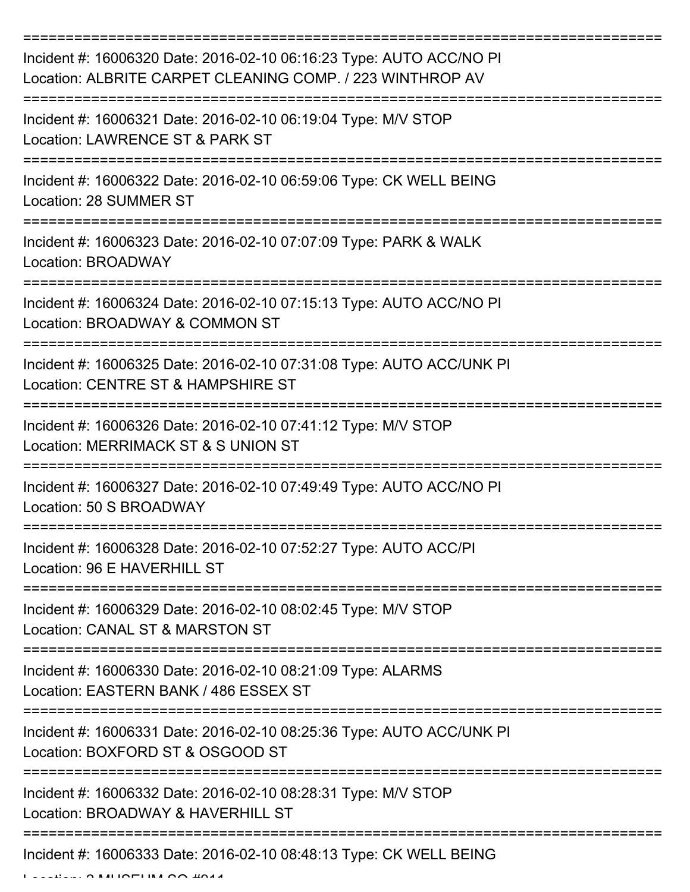===========================================================================

Incident #: 16006320 Date: 2016-02-10 06:16:23 Type: AUTO ACC/NO PI
Location: ALBRITE CARPET CLEANING COMP. / 223 WINTHROP AV

===========================================================================

Incident #: 16006321 Date: 2016-02-10 06:19:04 Type: M/V STOP
Location: LAWRENCE ST & PARK ST

===========================================================================

Incident #: 16006322 Date: 2016-02-10 06:59:06 Type: CK WELL BEING
Location: 28 SUMMER ST

===========================================================================

Incident #: 16006323 Date: 2016-02-10 07:07:09 Type: PARK & WALK
Location: BROADWAY

===========================================================================

Incident #: 16006324 Date: 2016-02-10 07:15:13 Type: AUTO ACC/NO PI
Location: BROADWAY & COMMON ST

===========================================================================

Incident #: 16006325 Date: 2016-02-10 07:31:08 Type: AUTO ACC/UNK PI
Location: CENTRE ST & HAMPSHIRE ST

===========================================================================

Incident #: 16006326 Date: 2016-02-10 07:41:12 Type: M/V STOP
Location: MERRIMACK ST & S UNION ST

===========================================================================

Incident #: 16006327 Date: 2016-02-10 07:49:49 Type: AUTO ACC/NO PI
Location: 50 S BROADWAY

===========================================================================

Incident #: 16006328 Date: 2016-02-10 07:52:27 Type: AUTO ACC/PI
Location: 96 E HAVERHILL ST

===========================================================================

Incident #: 16006329 Date: 2016-02-10 08:02:45 Type: M/V STOP
Location: CANAL ST & MARSTON ST

===========================================================================

Incident #: 16006330 Date: 2016-02-10 08:21:09 Type: ALARMS
Location: EASTERN BANK / 486 ESSEX ST

===========================================================================

Incident #: 16006331 Date: 2016-02-10 08:25:36 Type: AUTO ACC/UNK PI
Location: BOXFORD ST & OSGOOD ST

===========================================================================

Incident #: 16006332 Date: 2016-02-10 08:28:31 Type: M/V STOP
Location: BROADWAY & HAVERHILL ST

===========================================================================

Incident #: 16006333 Date: 2016-02-10 08:48:13 Type: CK WELL BEING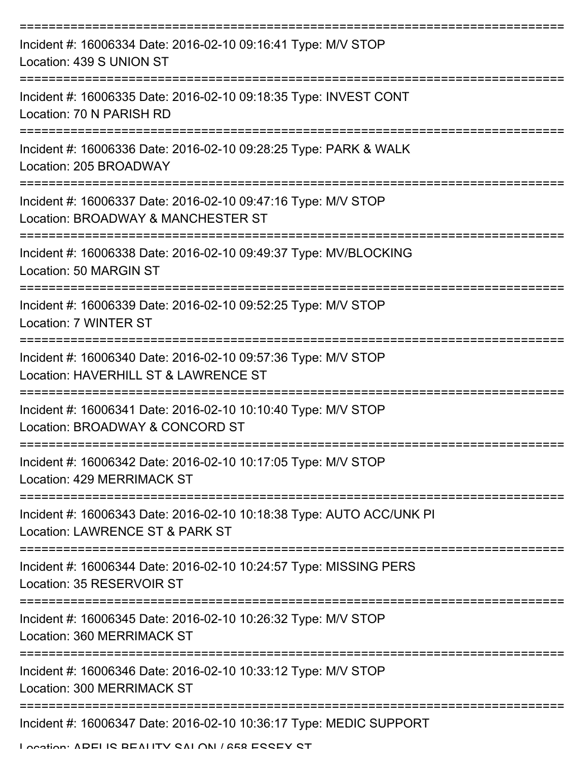===========================================================================

Incident #: 16006334 Date: 2016-02-10 09:16:41 Type: M/V STOP
Location: 439 S UNION ST

===========================================================================

Incident #: 16006335 Date: 2016-02-10 09:18:35 Type: INVEST CONT
Location: 70 N PARISH RD

===========================================================================

Incident #: 16006336 Date: 2016-02-10 09:28:25 Type: PARK & WALK
Location: 205 BROADWAY

===========================================================================

Incident #: 16006337 Date: 2016-02-10 09:47:16 Type: M/V STOP
Location: BROADWAY & MANCHESTER ST

===========================================================================

Incident #: 16006338 Date: 2016-02-10 09:49:37 Type: MV/BLOCKING
Location: 50 MARGIN ST

===========================================================================

Incident #: 16006339 Date: 2016-02-10 09:52:25 Type: M/V STOP
Location: 7 WINTER ST

===========================================================================

Incident #: 16006340 Date: 2016-02-10 09:57:36 Type: M/V STOP
Location: HAVERHILL ST & LAWRENCE ST

===========================================================================

Incident #: 16006341 Date: 2016-02-10 10:10:40 Type: M/V STOP
Location: BROADWAY & CONCORD ST

===========================================================================

Incident #: 16006342 Date: 2016-02-10 10:17:05 Type: M/V STOP
Location: 429 MERRIMACK ST

===========================================================================

Incident #: 16006343 Date: 2016-02-10 10:18:38 Type: AUTO ACC/UNK PI
Location: LAWRENCE ST & PARK ST

===========================================================================

Incident #: 16006344 Date: 2016-02-10 10:24:57 Type: MISSING PERS
Location: 35 RESERVOIR ST

===========================================================================

Incident #: 16006345 Date: 2016-02-10 10:26:32 Type: M/V STOP
Location: 360 MERRIMACK ST

===========================================================================

Incident #: 16006346 Date: 2016-02-10 10:33:12 Type: M/V STOP
Location: 300 MERRIMACK ST

===========================================================================

Incident #: 16006347 Date: 2016-02-10 10:36:17 Type: MEDIC SUPPORT
Location: ARELIS BEAUTY SALON / 658 ESSEX ST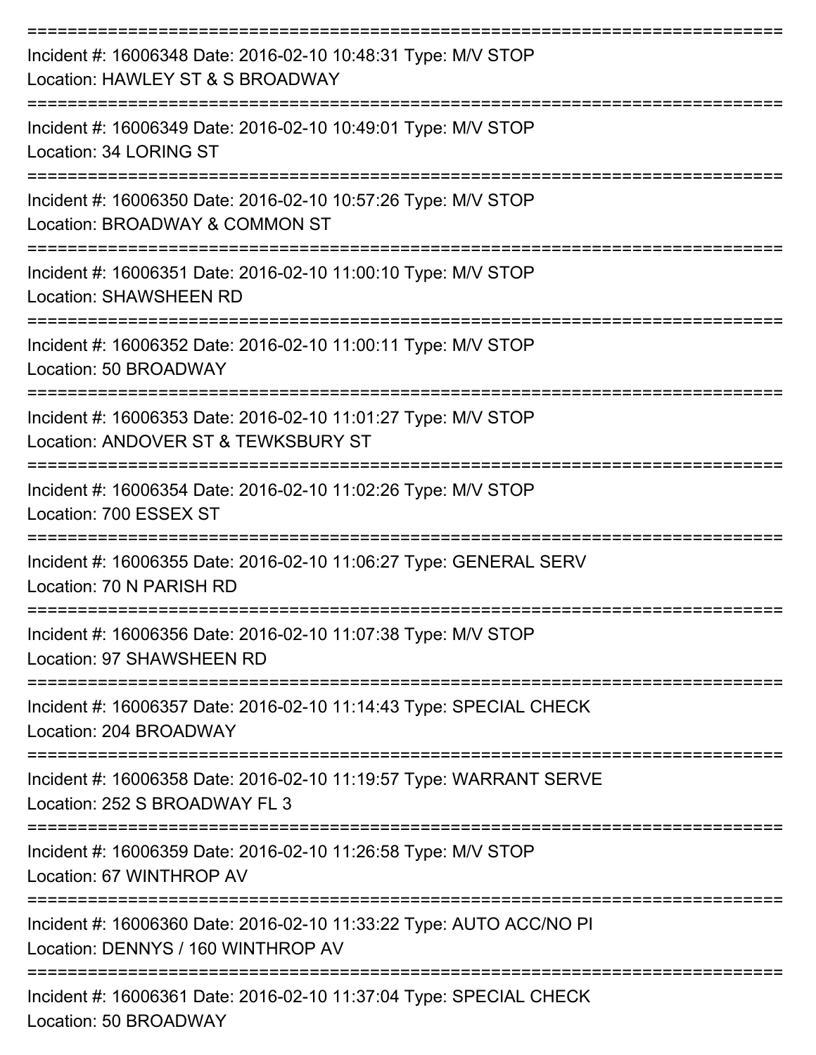===========================================================================

Incident #: 16006348 Date: 2016-02-10 10:48:31 Type: M/V STOP
Location: HAWLEY ST & S BROADWAY

===========================================================================

Incident #: 16006349 Date: 2016-02-10 10:49:01 Type: M/V STOP
Location: 34 LORING ST

===========================================================================

Incident #: 16006350 Date: 2016-02-10 10:57:26 Type: M/V STOP
Location: BROADWAY & COMMON ST

===========================================================================

Incident #: 16006351 Date: 2016-02-10 11:00:10 Type: M/V STOP
Location: SHAWSHEEN RD

===========================================================================

Incident #: 16006352 Date: 2016-02-10 11:00:11 Type: M/V STOP
Location: 50 BROADWAY

===========================================================================

Incident #: 16006353 Date: 2016-02-10 11:01:27 Type: M/V STOP
Location: ANDOVER ST & TEWKSBURY ST

===========================================================================

Incident #: 16006354 Date: 2016-02-10 11:02:26 Type: M/V STOP
Location: 700 ESSEX ST

===========================================================================

Incident #: 16006355 Date: 2016-02-10 11:06:27 Type: GENERAL SERV
Location: 70 N PARISH RD

===========================================================================

Incident #: 16006356 Date: 2016-02-10 11:07:38 Type: M/V STOP
Location: 97 SHAWSHEEN RD

===========================================================================

Incident #: 16006357 Date: 2016-02-10 11:14:43 Type: SPECIAL CHECK
Location: 204 BROADWAY

===========================================================================

Incident #: 16006358 Date: 2016-02-10 11:19:57 Type: WARRANT SERVE
Location: 252 S BROADWAY FL 3

===========================================================================

Incident #: 16006359 Date: 2016-02-10 11:26:58 Type: M/V STOP
Location: 67 WINTHROP AV

===========================================================================

Incident #: 16006360 Date: 2016-02-10 11:33:22 Type: AUTO ACC/NO PI
Location: DENNYS / 160 WINTHROP AV

===========================================================================

Incident #: 16006361 Date: 2016-02-10 11:37:04 Type: SPECIAL CHECK
Location: 50 BROADWAY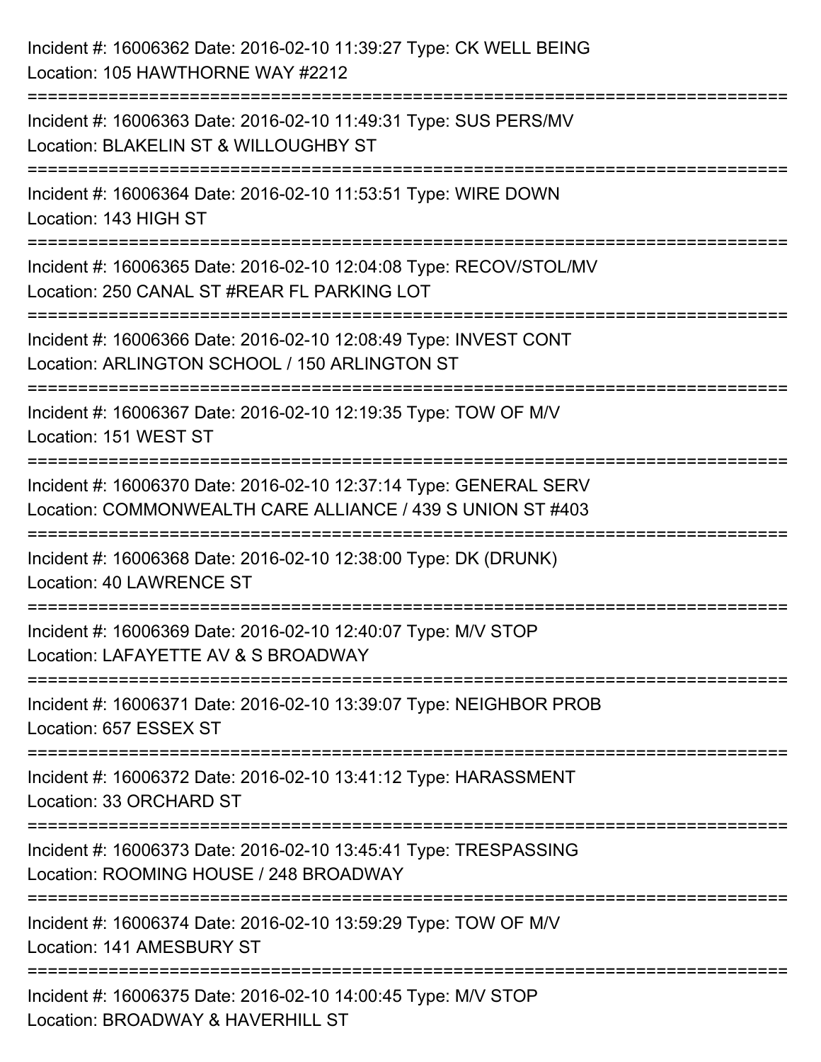Incident #: 16006362 Date: 2016-02-10 11:39:27 Type: CK WELL BEING
Location: 105 HAWTHORNE WAY #2212

===========================================================================

Incident #: 16006363 Date: 2016-02-10 11:49:31 Type: SUS PERS/MV
Location: BLAKELIN ST & WILLOUGHBY ST

===========================================================================

Incident #: 16006364 Date: 2016-02-10 11:53:51 Type: WIRE DOWN
Location: 143 HIGH ST

===========================================================================

Incident #: 16006365 Date: 2016-02-10 12:04:08 Type: RECOV/STOL/MV
Location: 250 CANAL ST #REAR FL PARKING LOT

===========================================================================

Incident #: 16006366 Date: 2016-02-10 12:08:49 Type: INVEST CONT
Location: ARLINGTON SCHOOL / 150 ARLINGTON ST

===========================================================================

Incident #: 16006367 Date: 2016-02-10 12:19:35 Type: TOW OF M/V
Location: 151 WEST ST

===========================================================================

Incident #: 16006370 Date: 2016-02-10 12:37:14 Type: GENERAL SERV
Location: COMMONWEALTH CARE ALLIANCE / 439 S UNION ST #403

===========================================================================

Incident #: 16006368 Date: 2016-02-10 12:38:00 Type: DK (DRUNK)
Location: 40 LAWRENCE ST

===========================================================================

Incident #: 16006369 Date: 2016-02-10 12:40:07 Type: M/V STOP
Location: LAFAYETTE AV & S BROADWAY

===========================================================================

Incident #: 16006371 Date: 2016-02-10 13:39:07 Type: NEIGHBOR PROB
Location: 657 ESSEX ST

===========================================================================

Incident #: 16006372 Date: 2016-02-10 13:41:12 Type: HARASSMENT
Location: 33 ORCHARD ST

===========================================================================

Incident #: 16006373 Date: 2016-02-10 13:45:41 Type: TRESPASSING
Location: ROOMING HOUSE / 248 BROADWAY

===========================================================================

Incident #: 16006374 Date: 2016-02-10 13:59:29 Type: TOW OF M/V
Location: 141 AMESBURY ST

===========================================================================

Incident #: 16006375 Date: 2016-02-10 14:00:45 Type: M/V STOP
Location: BROADWAY & HAVERHILL ST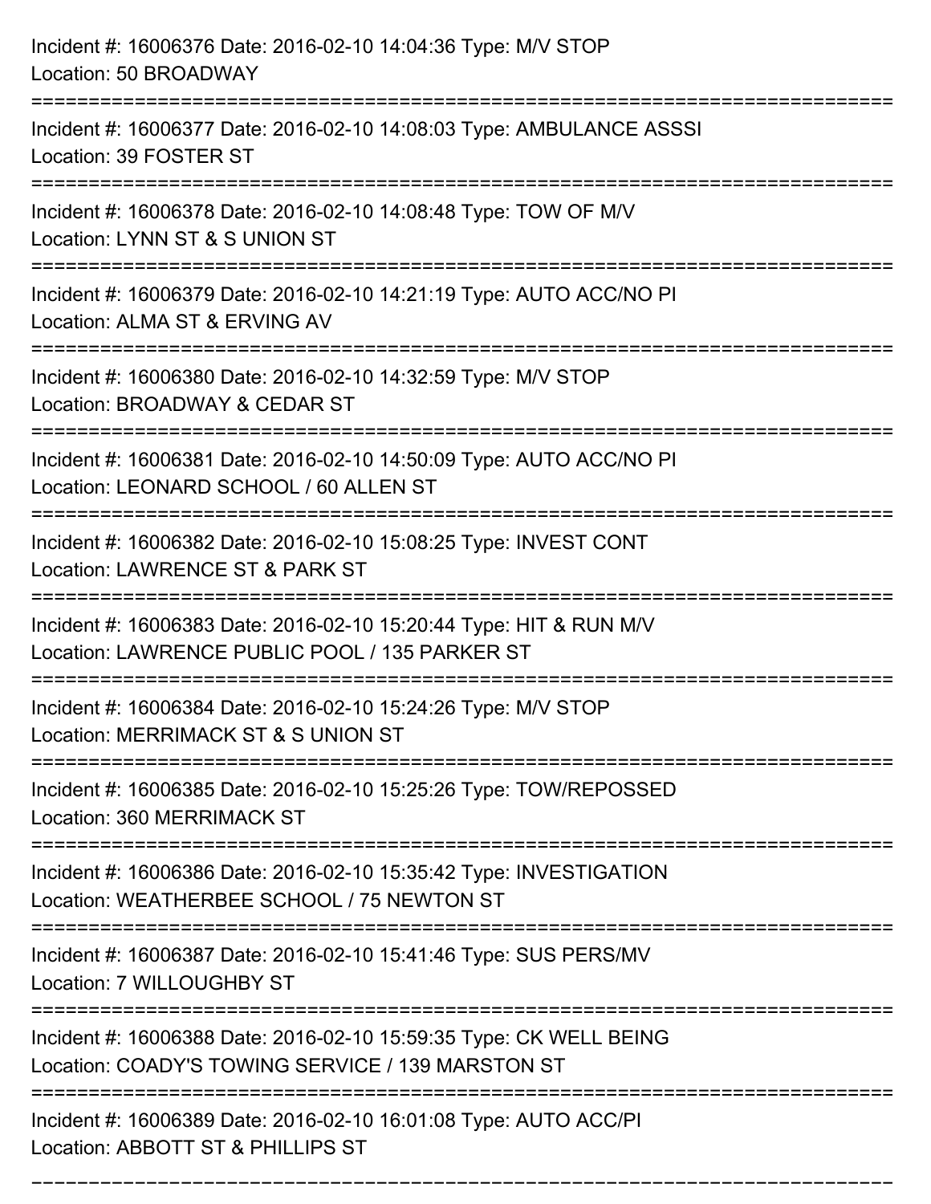Incident #: 16006376 Date: 2016-02-10 14:04:36 Type: M/V STOP
Location: 50 BROADWAY

===========================================================================

Incident #: 16006377 Date: 2016-02-10 14:08:03 Type: AMBULANCE ASSSI
Location: 39 FOSTER ST

===========================================================================

Incident #: 16006378 Date: 2016-02-10 14:08:48 Type: TOW OF M/V
Location: LYNN ST & S UNION ST

===========================================================================

Incident #: 16006379 Date: 2016-02-10 14:21:19 Type: AUTO ACC/NO PI
Location: ALMA ST & ERVING AV

===========================================================================

Incident #: 16006380 Date: 2016-02-10 14:32:59 Type: M/V STOP
Location: BROADWAY & CEDAR ST

===========================================================================

Incident #: 16006381 Date: 2016-02-10 14:50:09 Type: AUTO ACC/NO PI
Location: LEONARD SCHOOL / 60 ALLEN ST

===========================================================================

Incident #: 16006382 Date: 2016-02-10 15:08:25 Type: INVEST CONT
Location: LAWRENCE ST & PARK ST

===========================================================================

Incident #: 16006383 Date: 2016-02-10 15:20:44 Type: HIT & RUN M/V
Location: LAWRENCE PUBLIC POOL / 135 PARKER ST

===========================================================================

Incident #: 16006384 Date: 2016-02-10 15:24:26 Type: M/V STOP
Location: MERRIMACK ST & S UNION ST

===========================================================================

Incident #: 16006385 Date: 2016-02-10 15:25:26 Type: TOW/REPOSSED
Location: 360 MERRIMACK ST

===========================================================================

Incident #: 16006386 Date: 2016-02-10 15:35:42 Type: INVESTIGATION
Location: WEATHERBEE SCHOOL / 75 NEWTON ST

===========================================================================

Incident #: 16006387 Date: 2016-02-10 15:41:46 Type: SUS PERS/MV
Location: 7 WILLOUGHBY ST

===========================================================================

Incident #: 16006388 Date: 2016-02-10 15:59:35 Type: CK WELL BEING
Location: COADY'S TOWING SERVICE / 139 MARSTON ST

===========================================================================

Incident #: 16006389 Date: 2016-02-10 16:01:08 Type: AUTO ACC/PI
Location: ABBOTT ST & PHILLIPS ST

===========================================================================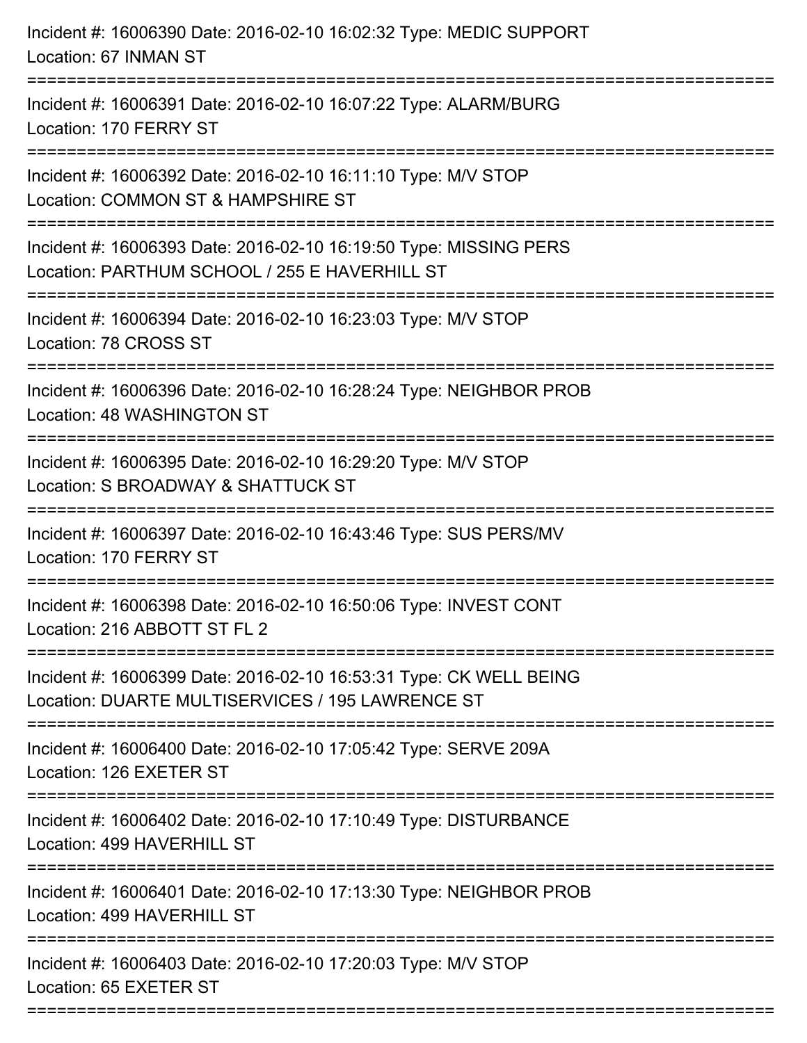Incident #: 16006390 Date: 2016-02-10 16:02:32 Type: MEDIC SUPPORT
Location: 67 INMAN ST

===========================================================================

Incident #: 16006391 Date: 2016-02-10 16:07:22 Type: ALARM/BURG
Location: 170 FERRY ST

===========================================================================

Incident #: 16006392 Date: 2016-02-10 16:11:10 Type: M/V STOP
Location: COMMON ST & HAMPSHIRE ST

===========================================================================

Incident #: 16006393 Date: 2016-02-10 16:19:50 Type: MISSING PERS
Location: PARTHUM SCHOOL / 255 E HAVERHILL ST

===========================================================================

Incident #: 16006394 Date: 2016-02-10 16:23:03 Type: M/V STOP
Location: 78 CROSS ST

===========================================================================

Incident #: 16006396 Date: 2016-02-10 16:28:24 Type: NEIGHBOR PROB
Location: 48 WASHINGTON ST

===========================================================================

Incident #: 16006395 Date: 2016-02-10 16:29:20 Type: M/V STOP
Location: S BROADWAY & SHATTUCK ST

===========================================================================

Incident #: 16006397 Date: 2016-02-10 16:43:46 Type: SUS PERS/MV
Location: 170 FERRY ST

===========================================================================

Incident #: 16006398 Date: 2016-02-10 16:50:06 Type: INVEST CONT
Location: 216 ABBOTT ST FL 2

===========================================================================

Incident #: 16006399 Date: 2016-02-10 16:53:31 Type: CK WELL BEING
Location: DUARTE MULTISERVICES / 195 LAWRENCE ST

===========================================================================

Incident #: 16006400 Date: 2016-02-10 17:05:42 Type: SERVE 209A
Location: 126 EXETER ST

===========================================================================

Incident #: 16006402 Date: 2016-02-10 17:10:49 Type: DISTURBANCE
Location: 499 HAVERHILL ST

===========================================================================

Incident #: 16006401 Date: 2016-02-10 17:13:30 Type: NEIGHBOR PROB
Location: 499 HAVERHILL ST

===========================================================================

Incident #: 16006403 Date: 2016-02-10 17:20:03 Type: M/V STOP
Location: 65 EXETER ST

===========================================================================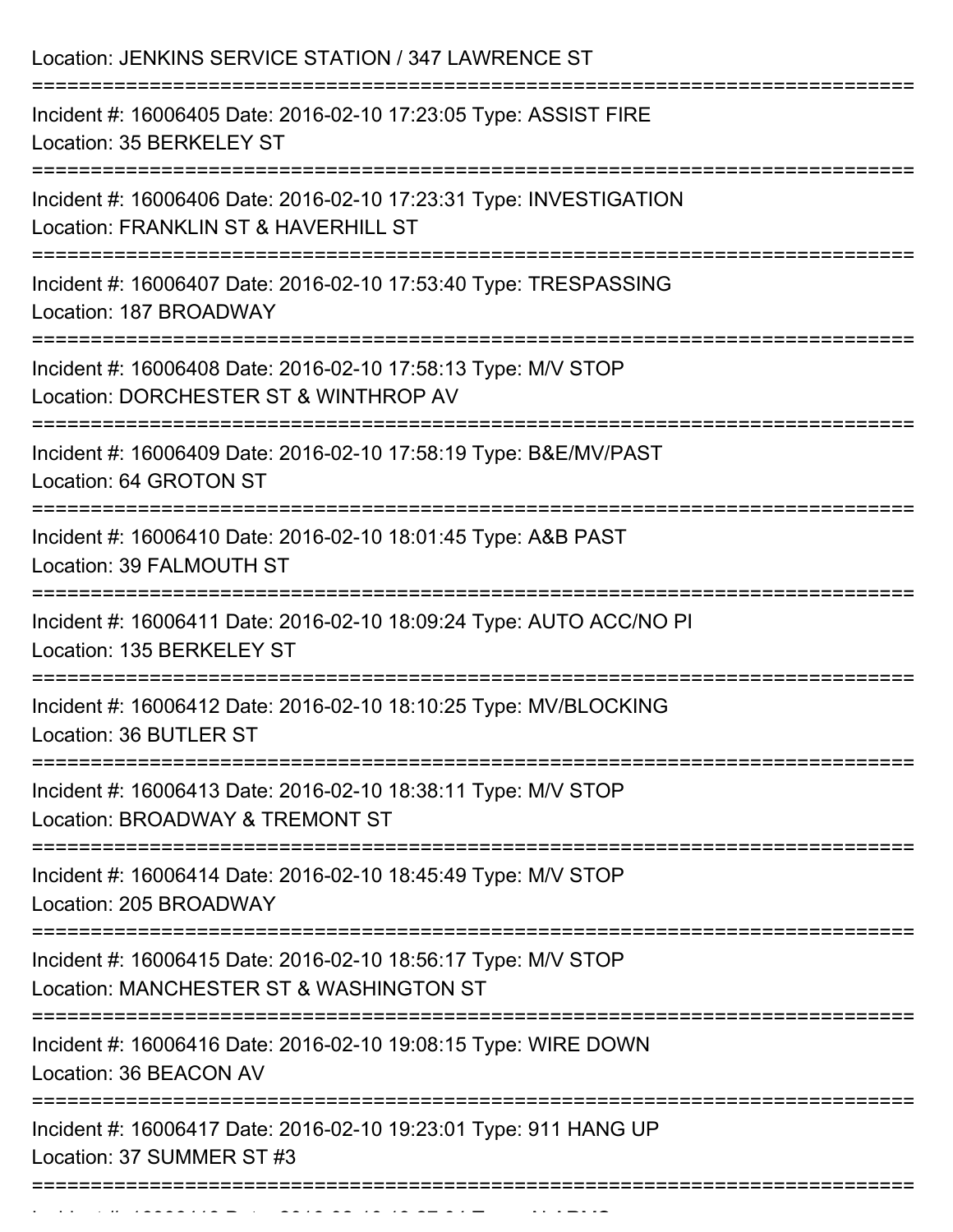Location: JENKINS SERVICE STATION / 347 LAWRENCE ST

===========================================================================

Incident #: 16006405 Date: 2016-02-10 17:23:05 Type: ASSIST FIRE
Location: 35 BERKELEY ST

===========================================================================

Incident #: 16006406 Date: 2016-02-10 17:23:31 Type: INVESTIGATION
Location: FRANKLIN ST & HAVERHILL ST

===========================================================================

Incident #: 16006407 Date: 2016-02-10 17:53:40 Type: TRESPASSING
Location: 187 BROADWAY

===========================================================================

Incident #: 16006408 Date: 2016-02-10 17:58:13 Type: M/V STOP
Location: DORCHESTER ST & WINTHROP AV

===========================================================================

Incident #: 16006409 Date: 2016-02-10 17:58:19 Type: B&E/MV/PAST
Location: 64 GROTON ST

===========================================================================

Incident #: 16006410 Date: 2016-02-10 18:01:45 Type: A&B PAST
Location: 39 FALMOUTH ST

===========================================================================

Incident #: 16006411 Date: 2016-02-10 18:09:24 Type: AUTO ACC/NO PI
Location: 135 BERKELEY ST

===========================================================================

Incident #: 16006412 Date: 2016-02-10 18:10:25 Type: MV/BLOCKING
Location: 36 BUTLER ST

===========================================================================

Incident #: 16006413 Date: 2016-02-10 18:38:11 Type: M/V STOP
Location: BROADWAY & TREMONT ST

===========================================================================

Incident #: 16006414 Date: 2016-02-10 18:45:49 Type: M/V STOP
Location: 205 BROADWAY

===========================================================================

Incident #: 16006415 Date: 2016-02-10 18:56:17 Type: M/V STOP
Location: MANCHESTER ST & WASHINGTON ST

===========================================================================

Incident #: 16006416 Date: 2016-02-10 19:08:15 Type: WIRE DOWN
Location: 36 BEACON AV

===========================================================================

Incident #: 16006417 Date: 2016-02-10 19:23:01 Type: 911 HANG UP
Location: 37 SUMMER ST #3

===========================================================================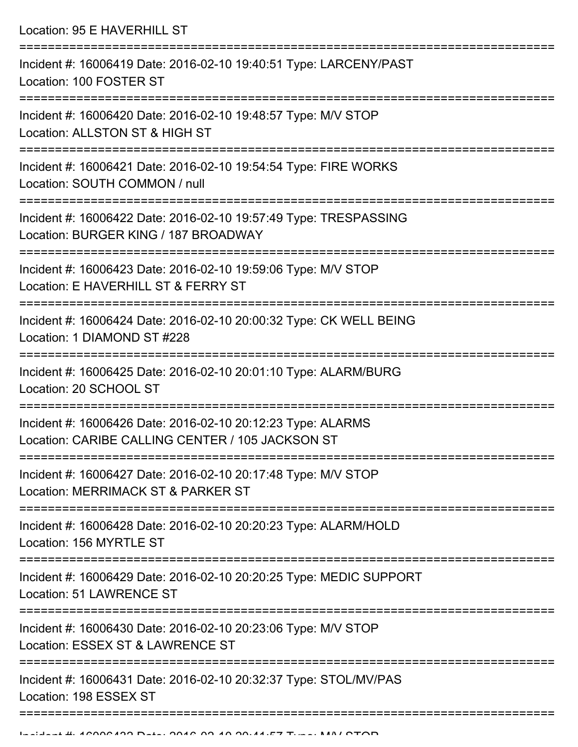Location: 95 E HAVERHILL ST

===========================================================================

Incident #: 16006419 Date: 2016-02-10 19:40:51 Type: LARCENY/PAST
Location: 100 FOSTER ST

===========================================================================

Incident #: 16006420 Date: 2016-02-10 19:48:57 Type: M/V STOP
Location: ALLSTON ST & HIGH ST

===========================================================================

Incident #: 16006421 Date: 2016-02-10 19:54:54 Type: FIRE WORKS
Location: SOUTH COMMON / null

===========================================================================

Incident #: 16006422 Date: 2016-02-10 19:57:49 Type: TRESPASSING
Location: BURGER KING / 187 BROADWAY

===========================================================================

Incident #: 16006423 Date: 2016-02-10 19:59:06 Type: M/V STOP
Location: E HAVERHILL ST & FERRY ST

===========================================================================

Incident #: 16006424 Date: 2016-02-10 20:00:32 Type: CK WELL BEING
Location: 1 DIAMOND ST #228

===========================================================================

Incident #: 16006425 Date: 2016-02-10 20:01:10 Type: ALARM/BURG
Location: 20 SCHOOL ST

===========================================================================

Incident #: 16006426 Date: 2016-02-10 20:12:23 Type: ALARMS
Location: CARIBE CALLING CENTER / 105 JACKSON ST

===========================================================================

Incident #: 16006427 Date: 2016-02-10 20:17:48 Type: M/V STOP
Location: MERRIMACK ST & PARKER ST

===========================================================================

Incident #: 16006428 Date: 2016-02-10 20:20:23 Type: ALARM/HOLD
Location: 156 MYRTLE ST

===========================================================================

Incident #: 16006429 Date: 2016-02-10 20:20:25 Type: MEDIC SUPPORT
Location: 51 LAWRENCE ST

===========================================================================

Incident #: 16006430 Date: 2016-02-10 20:23:06 Type: M/V STOP
Location: ESSEX ST & LAWRENCE ST

===========================================================================

Incident #: 16006431 Date: 2016-02-10 20:32:37 Type: STOL/MV/PAS
Location: 198 ESSEX ST

===========================================================================

Incident #: 16006432 Date: 2016-02-10 20:41:57 Type: M/V STOP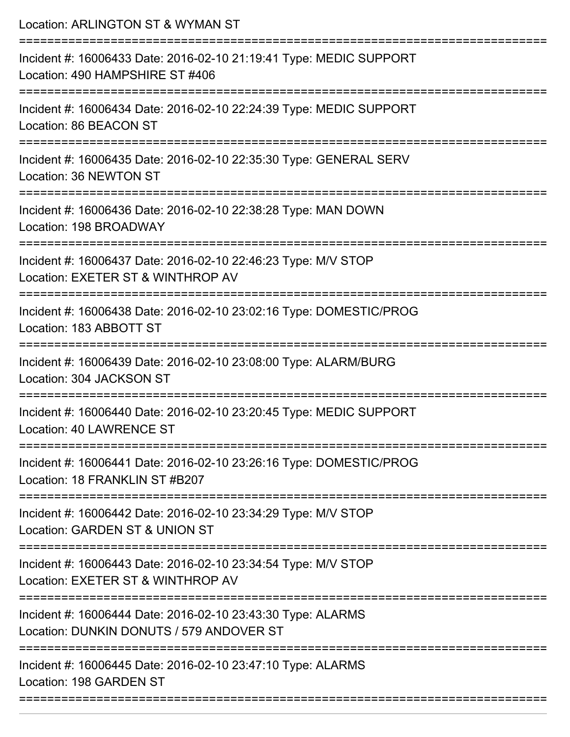Location: ARLINGTON ST & WYMAN ST

===========================================================================

Incident #: 16006433 Date: 2016-02-10 21:19:41 Type: MEDIC SUPPORT
Location: 490 HAMPSHIRE ST #406

===========================================================================

Incident #: 16006434 Date: 2016-02-10 22:24:39 Type: MEDIC SUPPORT
Location: 86 BEACON ST

===========================================================================

Incident #: 16006435 Date: 2016-02-10 22:35:30 Type: GENERAL SERV
Location: 36 NEWTON ST

===========================================================================

Incident #: 16006436 Date: 2016-02-10 22:38:28 Type: MAN DOWN
Location: 198 BROADWAY

===========================================================================

Incident #: 16006437 Date: 2016-02-10 22:46:23 Type: M/V STOP
Location: EXETER ST & WINTHROP AV

===========================================================================

Incident #: 16006438 Date: 2016-02-10 23:02:16 Type: DOMESTIC/PROG
Location: 183 ABBOTT ST

===========================================================================

Incident #: 16006439 Date: 2016-02-10 23:08:00 Type: ALARM/BURG
Location: 304 JACKSON ST

===========================================================================

Incident #: 16006440 Date: 2016-02-10 23:20:45 Type: MEDIC SUPPORT
Location: 40 LAWRENCE ST

===========================================================================

Incident #: 16006441 Date: 2016-02-10 23:26:16 Type: DOMESTIC/PROG
Location: 18 FRANKLIN ST #B207

===========================================================================

Incident #: 16006442 Date: 2016-02-10 23:34:29 Type: M/V STOP
Location: GARDEN ST & UNION ST

===========================================================================

Incident #: 16006443 Date: 2016-02-10 23:34:54 Type: M/V STOP
Location: EXETER ST & WINTHROP AV

===========================================================================

Incident #: 16006444 Date: 2016-02-10 23:43:30 Type: ALARMS
Location: DUNKIN DONUTS / 579 ANDOVER ST

===========================================================================

Incident #: 16006445 Date: 2016-02-10 23:47:10 Type: ALARMS
Location: 198 GARDEN ST

===========================================================================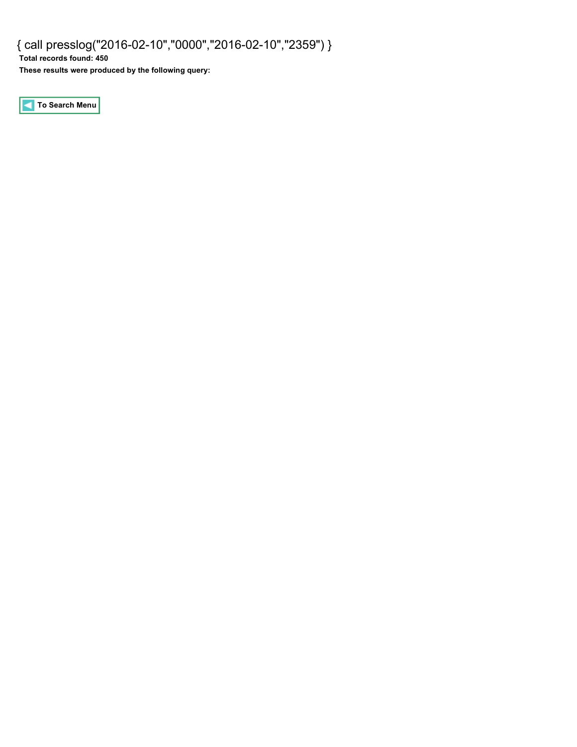{ call presslog("2016-02-10","0000","2016-02-10","2359") }

**Total records found: 450**

**These results were produced by the following query:**

**To Search Menu**